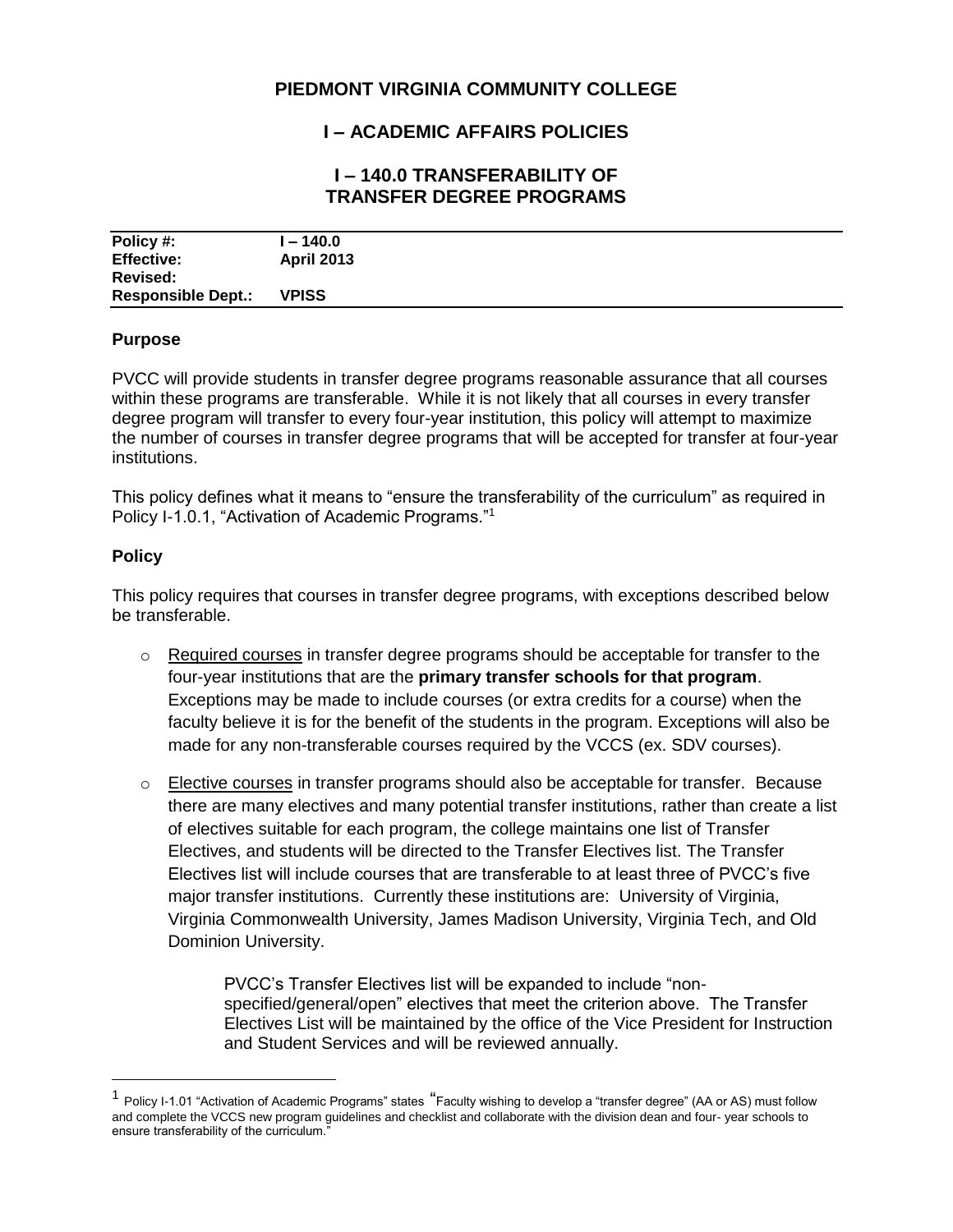# PIEDMONT VIRGINIA COMMUNITY COLLEGE

## I – ACADEMIC AFFAIRS POLICIES

## I – 140.0 TRANSFERABILITY OF TRANSFER DEGREE PROGRAMS

| | |
|---|---|
| **Policy #:** | **I – 140.0** |
| **Effective:** | **April 2013** |
| **Revised:** | |
| **Responsible Dept.:** | **VPISS** |

### Purpose

PVCC will provide students in transfer degree programs reasonable assurance that all courses within these programs are transferable. While it is not likely that all courses in every transfer degree program will transfer to every four-year institution, this policy will attempt to maximize the number of courses in transfer degree programs that will be accepted for transfer at four-year institutions.

This policy defines what it means to "ensure the transferability of the curriculum" as required in Policy I-1.0.1, "Activation of Academic Programs."[1]

### Policy

This policy requires that courses in transfer degree programs, with exceptions described below be transferable.

- Required courses in transfer degree programs should be acceptable for transfer to the four-year institutions that are the **primary transfer schools for that program**. Exceptions may be made to include courses (or extra credits for a course) when the faculty believe it is for the benefit of the students in the program. Exceptions will also be made for any non-transferable courses required by the VCCS (ex. SDV courses).

- Elective courses in transfer programs should also be acceptable for transfer. Because there are many electives and many potential transfer institutions, rather than create a list of electives suitable for each program, the college maintains one list of Transfer Electives, and students will be directed to the Transfer Electives list. The Transfer Electives list will include courses that are transferable to at least three of PVCC's five major transfer institutions. Currently these institutions are: University of Virginia, Virginia Commonwealth University, James Madison University, Virginia Tech, and Old Dominion University.

  PVCC's Transfer Electives list will be expanded to include "non-specified/general/open" electives that meet the criterion above. The Transfer Electives List will be maintained by the office of the Vice President for Instruction and Student Services and will be reviewed annually.

---

[1] Policy I-1.01 "Activation of Academic Programs" states "Faculty wishing to develop a "transfer degree" (AA or AS) must follow and complete the VCCS new program guidelines and checklist and collaborate with the division dean and four- year schools to ensure transferability of the curriculum."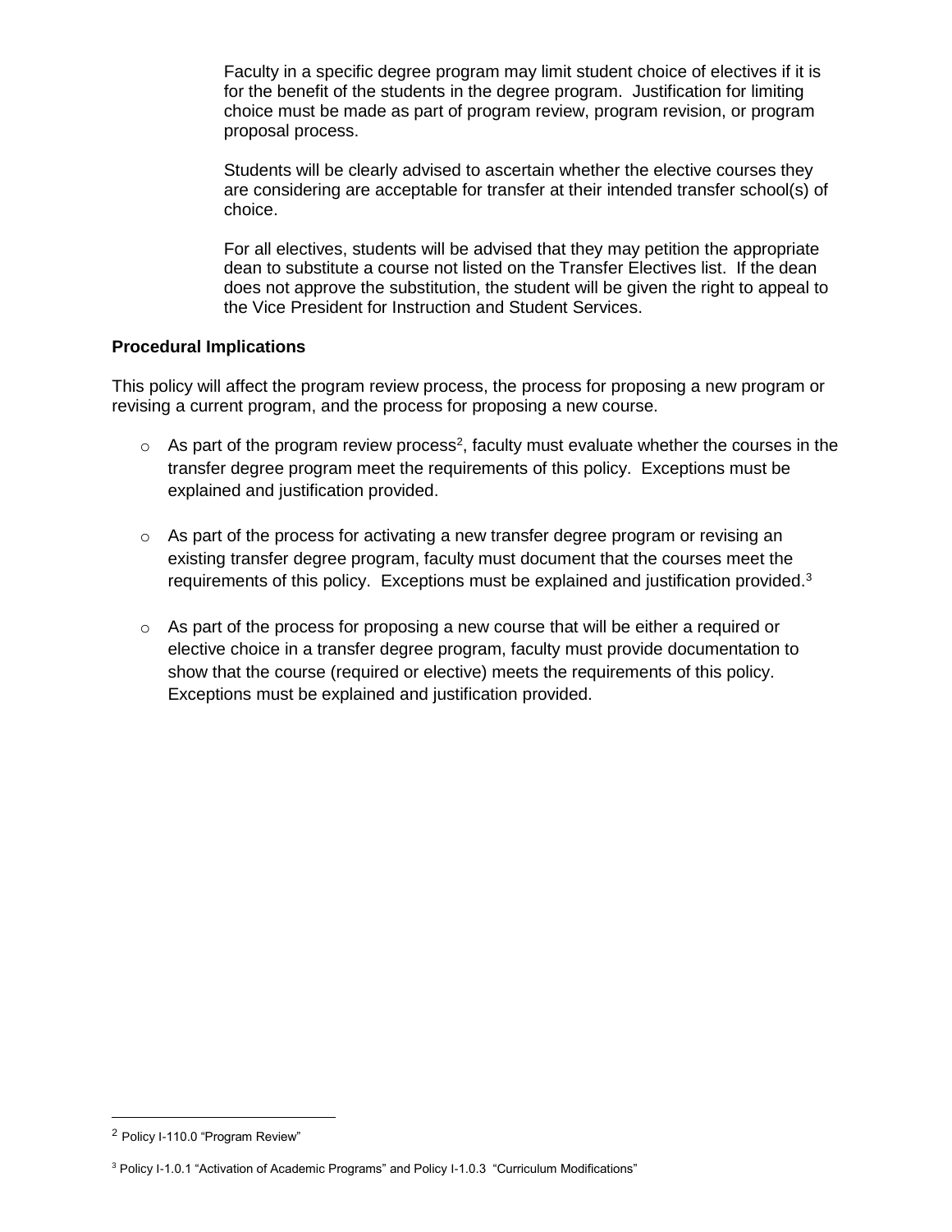Faculty in a specific degree program may limit student choice of electives if it is for the benefit of the students in the degree program. Justification for limiting choice must be made as part of program review, program revision, or program proposal process.

Students will be clearly advised to ascertain whether the elective courses they are considering are acceptable for transfer at their intended transfer school(s) of choice.

For all electives, students will be advised that they may petition the appropriate dean to substitute a course not listed on the Transfer Electives list. If the dean does not approve the substitution, the student will be given the right to appeal to the Vice President for Instruction and Student Services.

**Procedural Implications**

This policy will affect the program review process, the process for proposing a new program or revising a current program, and the process for proposing a new course.

- As part of the program review process[2], faculty must evaluate whether the courses in the transfer degree program meet the requirements of this policy. Exceptions must be explained and justification provided.

- As part of the process for activating a new transfer degree program or revising an existing transfer degree program, faculty must document that the courses meet the requirements of this policy. Exceptions must be explained and justification provided.[3]

- As part of the process for proposing a new course that will be either a required or elective choice in a transfer degree program, faculty must provide documentation to show that the course (required or elective) meets the requirements of this policy. Exceptions must be explained and justification provided.

[2] Policy I-110.0 "Program Review"

[3] Policy I-1.0.1 "Activation of Academic Programs" and Policy I-1.0.3 "Curriculum Modifications"